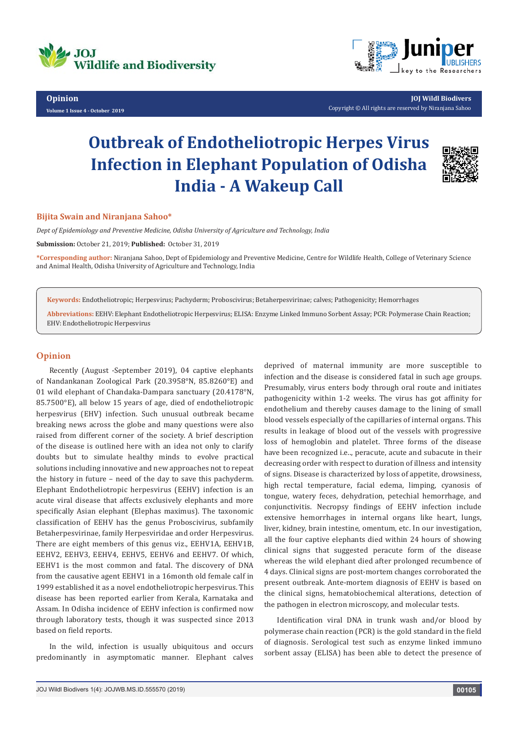Opinion

Volume 1 Issue 4 - October 2019

Copyright © All rights are reserved by Niranjana Sahoo

# Outbreak of Endotheliotropic Herpes Virus Infection in Elephant Population of Odisha India - A Wakeup Call

**Bijita Swain and Niranjana Sahoo***

*Dept of Epidemiology and Preventive Medicine, Odisha University of Agriculture and Technology, India*

**Submission:** October 21, 2019; **Published:** October 31, 2019

***Corresponding author:** Niranjana Sahoo, Dept of Epidemiology and Preventive Medicine, Centre for Wildlife Health, College of Veterinary Science and Animal Health, Odisha University of Agriculture and Technology, India

**Keywords:** Endotheliotropic; Herpesvirus; Pachyderm; Proboscivirus; Betaherpesvirinae; calves; Pathogenicity; Hemorrhages

**Abbreviations:** EEHV: Elephant Endotheliotropic Herpesvirus; ELISA: Enzyme Linked Immuno Sorbent Assay; PCR: Polymerase Chain Reaction; EHV: Endotheliotropic Herpesvirus

## Opinion

Recently (August -September 2019), 04 captive elephants of Nandankanan Zoological Park (20.3958°N, 85.8260°E) and 01 wild elephant of Chandaka-Dampara sanctuary (20.4178°N, 85.7500°E), all below 15 years of age, died of endotheliotropic herpesvirus (EHV) infection. Such unusual outbreak became breaking news across the globe and many questions were also raised from different corner of the society. A brief description of the disease is outlined here with an idea not only to clarify doubts but to simulate healthy minds to evolve practical solutions including innovative and new approaches not to repeat the history in future – need of the day to save this pachyderm. Elephant Endotheliotropic herpesvirus (EEHV) infection is an acute viral disease that affects exclusively elephants and more specifically Asian elephant (Elephas maximus). The taxonomic classification of EEHV has the genus Proboscivirus, subfamily Betaherpesvirinae, family Herpesviridae and order Herpesvirus. There are eight members of this genus viz., EEHV1A, EEHV1B, EEHV2, EEHV3, EEHV4, EEHV5, EEHV6 and EEHV7. Of which, EEHV1 is the most common and fatal. The discovery of DNA from the causative agent EEHV1 in a 16month old female calf in 1999 established it as a novel endotheliotropic herpesvirus. This disease has been reported earlier from Kerala, Karnataka and Assam. In Odisha incidence of EEHV infection is confirmed now through laboratory tests, though it was suspected since 2013 based on field reports.

In the wild, infection is usually ubiquitous and occurs predominantly in asymptomatic manner. Elephant calves deprived of maternal immunity are more susceptible to infection and the disease is considered fatal in such age groups. Presumably, virus enters body through oral route and initiates pathogenicity within 1-2 weeks. The virus has got affinity for endothelium and thereby causes damage to the lining of small blood vessels especially of the capillaries of internal organs. This results in leakage of blood out of the vessels with progressive loss of hemoglobin and platelet. Three forms of the disease have been recognized i.e.., peracute, acute and subacute in their decreasing order with respect to duration of illness and intensity of signs. Disease is characterized by loss of appetite, drowsiness, high rectal temperature, facial edema, limping, cyanosis of tongue, watery feces, dehydration, petechial hemorrhage, and conjunctivitis. Necropsy findings of EEHV infection include extensive hemorrhages in internal organs like heart, lungs, liver, kidney, brain intestine, omentum, etc. In our investigation, all the four captive elephants died within 24 hours of showing clinical signs that suggested peracute form of the disease whereas the wild elephant died after prolonged recumbence of 4 days. Clinical signs are post-mortem changes corroborated the present outbreak. Ante-mortem diagnosis of EEHV is based on the clinical signs, hematobiochemical alterations, detection of the pathogen in electron microscopy, and molecular tests.

Identification viral DNA in trunk wash and/or blood by polymerase chain reaction (PCR) is the gold standard in the field of diagnosis. Serological test such as enzyme linked immuno sorbent assay (ELISA) has been able to detect the presence of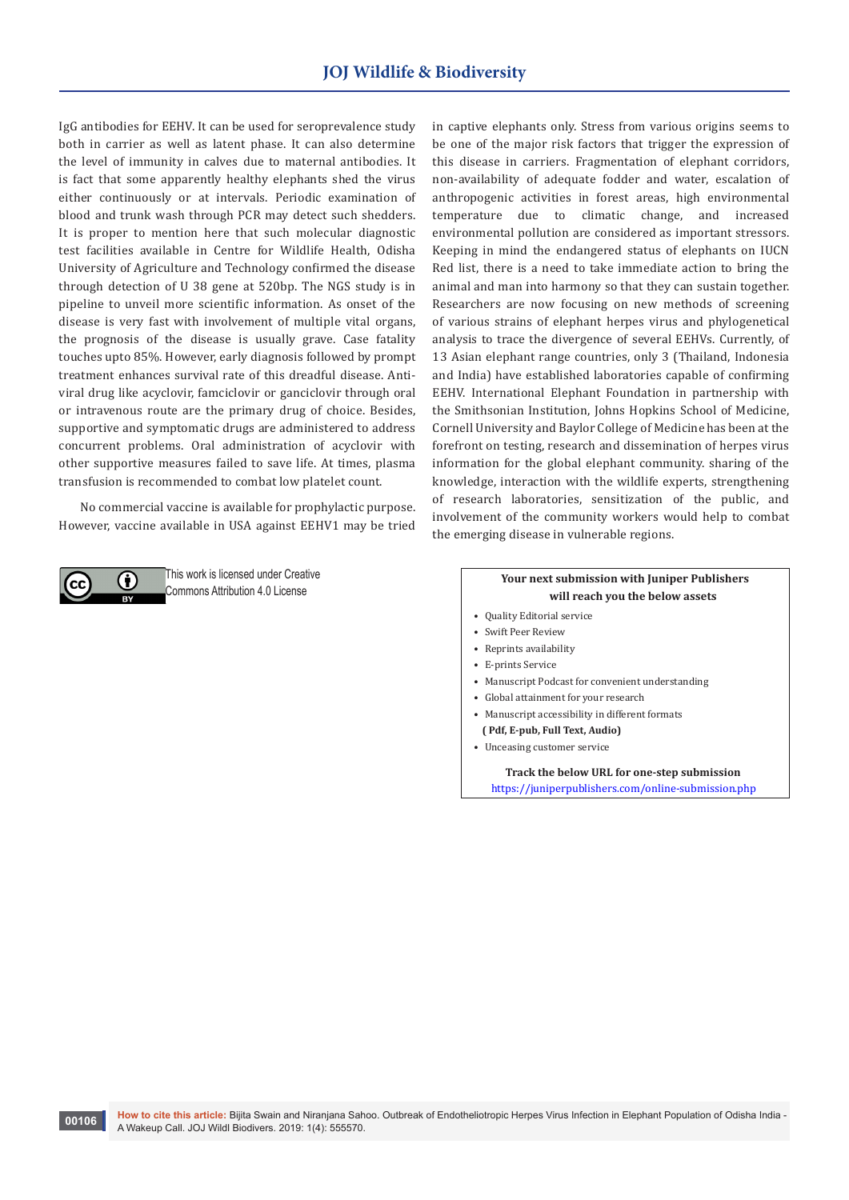IgG antibodies for EEHV. It can be used for seroprevalence study both in carrier as well as latent phase. It can also determine the level of immunity in calves due to maternal antibodies. It is fact that some apparently healthy elephants shed the virus either continuously or at intervals. Periodic examination of blood and trunk wash through PCR may detect such shedders. It is proper to mention here that such molecular diagnostic test facilities available in Centre for Wildlife Health, Odisha University of Agriculture and Technology confirmed the disease through detection of U 38 gene at 520bp. The NGS study is in pipeline to unveil more scientific information. As onset of the disease is very fast with involvement of multiple vital organs, the prognosis of the disease is usually grave. Case fatality touches upto 85%. However, early diagnosis followed by prompt treatment enhances survival rate of this dreadful disease. Anti-viral drug like acyclovir, famciclovir or ganciclovir through oral or intravenous route are the primary drug of choice. Besides, supportive and symptomatic drugs are administered to address concurrent problems. Oral administration of acyclovir with other supportive measures failed to save life. At times, plasma transfusion is recommended to combat low platelet count.

No commercial vaccine is available for prophylactic purpose. However, vaccine available in USA against EEHV1 may be tried in captive elephants only. Stress from various origins seems to be one of the major risk factors that trigger the expression of this disease in carriers. Fragmentation of elephant corridors, non-availability of adequate fodder and water, escalation of anthropogenic activities in forest areas, high environmental temperature due to climatic change, and increased environmental pollution are considered as important stressors. Keeping in mind the endangered status of elephants on IUCN Red list, there is a need to take immediate action to bring the animal and man into harmony so that they can sustain together. Researchers are now focusing on new methods of screening of various strains of elephant herpes virus and phylogenetical analysis to trace the divergence of several EEHVs. Currently, of 13 Asian elephant range countries, only 3 (Thailand, Indonesia and India) have established laboratories capable of confirming EEHV. International Elephant Foundation in partnership with the Smithsonian Institution, Johns Hopkins School of Medicine, Cornell University and Baylor College of Medicine has been at the forefront on testing, research and dissemination of herpes virus information for the global elephant community. sharing of the knowledge, interaction with the wildlife experts, strengthening of research laboratories, sensitization of the public, and involvement of the community workers would help to combat the emerging disease in vulnerable regions.

This work is licensed under Creative Commons Attribution 4.0 License

**Your next submission with Juniper Publishers will reach you the below assets**

- Quality Editorial service
- Swift Peer Review
- Reprints availability
- E-prints Service
- Manuscript Podcast for convenient understanding
- Global attainment for your research
- Manuscript accessibility in different formats
  **( Pdf, E-pub, Full Text, Audio)**
- Unceasing customer service

**Track the below URL for one-step submission**
https://juniperpublishers.com/online-submission.php

**How to cite this article:** Bijita Swain and Niranjana Sahoo. Outbreak of Endotheliotropic Herpes Virus Infection in Elephant Population of Odisha India - A Wakeup Call. JOJ Wildl Biodivers. 2019: 1(4): 555570.